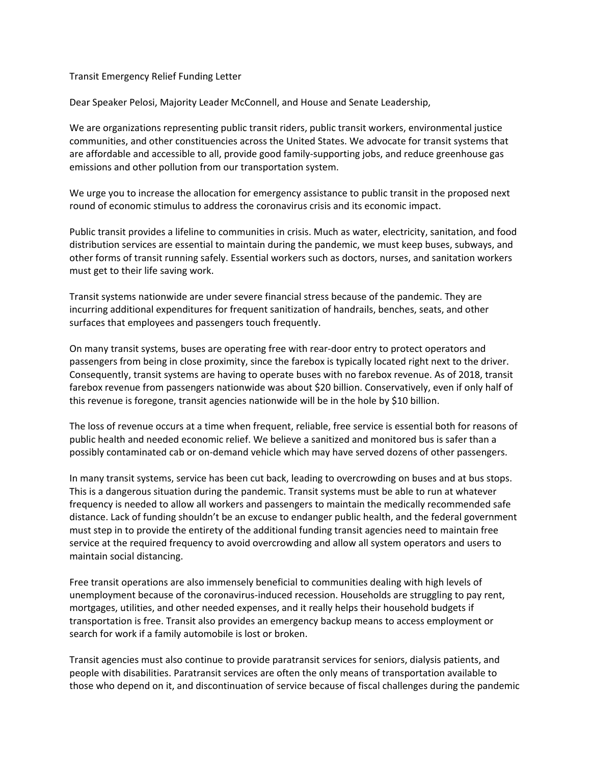Transit Emergency Relief Funding Letter

Dear Speaker Pelosi, Majority Leader McConnell, and House and Senate Leadership,

We are organizations representing public transit riders, public transit workers, environmental justice communities, and other constituencies across the United States. We advocate for transit systems that are affordable and accessible to all, provide good family-supporting jobs, and reduce greenhouse gas emissions and other pollution from our transportation system.

We urge you to increase the allocation for emergency assistance to public transit in the proposed next round of economic stimulus to address the coronavirus crisis and its economic impact.

Public transit provides a lifeline to communities in crisis. Much as water, electricity, sanitation, and food distribution services are essential to maintain during the pandemic, we must keep buses, subways, and other forms of transit running safely. Essential workers such as doctors, nurses, and sanitation workers must get to their life saving work.

Transit systems nationwide are under severe financial stress because of the pandemic. They are incurring additional expenditures for frequent sanitization of handrails, benches, seats, and other surfaces that employees and passengers touch frequently.

On many transit systems, buses are operating free with rear-door entry to protect operators and passengers from being in close proximity, since the farebox is typically located right next to the driver. Consequently, transit systems are having to operate buses with no farebox revenue. As of 2018, transit farebox revenue from passengers nationwide was about $20 billion. Conservatively, even if only half of this revenue is foregone, transit agencies nationwide will be in the hole by $10 billion.

The loss of revenue occurs at a time when frequent, reliable, free service is essential both for reasons of public health and needed economic relief. We believe a sanitized and monitored bus is safer than a possibly contaminated cab or on-demand vehicle which may have served dozens of other passengers.

In many transit systems, service has been cut back, leading to overcrowding on buses and at bus stops. This is a dangerous situation during the pandemic. Transit systems must be able to run at whatever frequency is needed to allow all workers and passengers to maintain the medically recommended safe distance. Lack of funding shouldn't be an excuse to endanger public health, and the federal government must step in to provide the entirety of the additional funding transit agencies need to maintain free service at the required frequency to avoid overcrowding and allow all system operators and users to maintain social distancing.

Free transit operations are also immensely beneficial to communities dealing with high levels of unemployment because of the coronavirus-induced recession. Households are struggling to pay rent, mortgages, utilities, and other needed expenses, and it really helps their household budgets if transportation is free. Transit also provides an emergency backup means to access employment or search for work if a family automobile is lost or broken.

Transit agencies must also continue to provide paratransit services for seniors, dialysis patients, and people with disabilities. Paratransit services are often the only means of transportation available to those who depend on it, and discontinuation of service because of fiscal challenges during the pandemic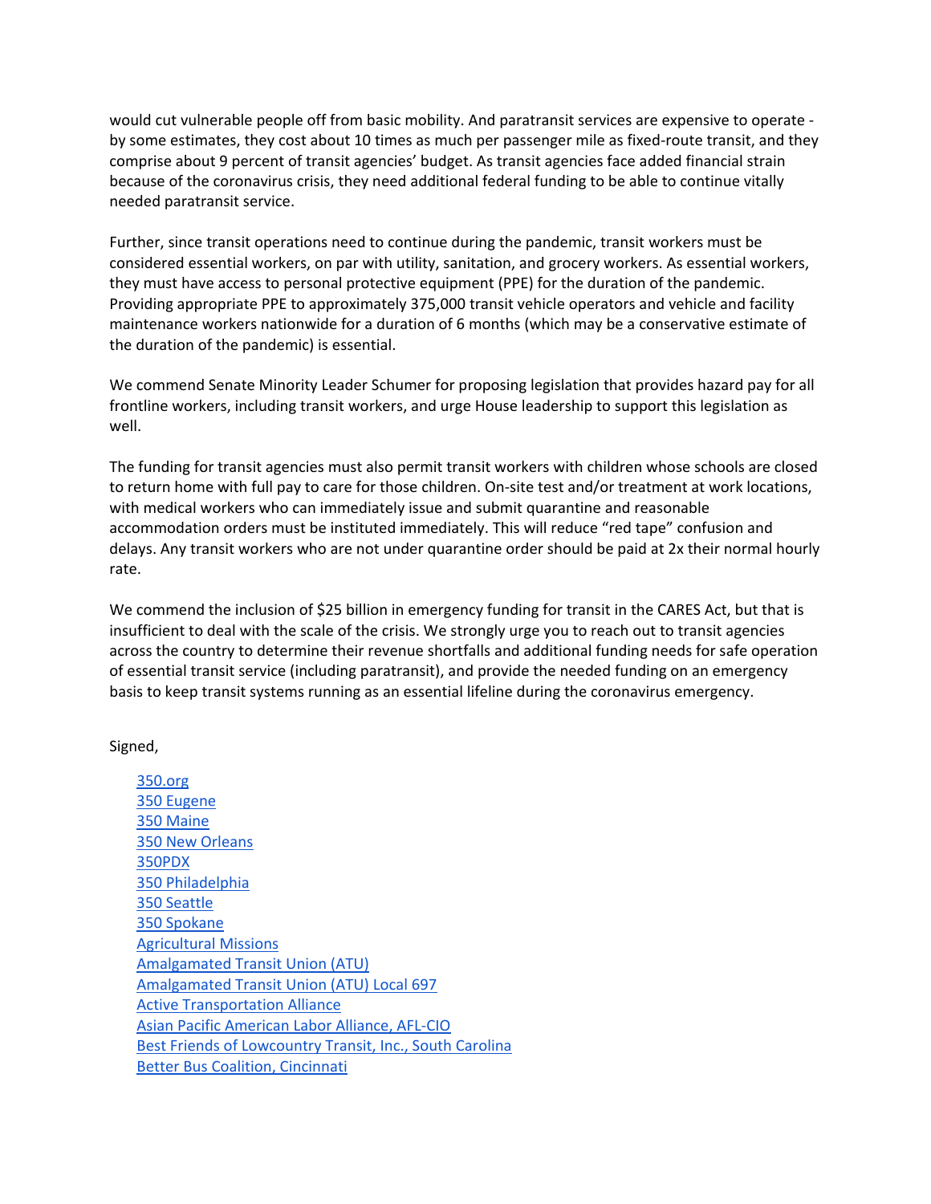would cut vulnerable people off from basic mobility. And paratransit services are expensive to operate - by some estimates, they cost about 10 times as much per passenger mile as fixed-route transit, and they comprise about 9 percent of transit agencies' budget. As transit agencies face added financial strain because of the coronavirus crisis, they need additional federal funding to be able to continue vitally needed paratransit service.

Further, since transit operations need to continue during the pandemic, transit workers must be considered essential workers, on par with utility, sanitation, and grocery workers. As essential workers, they must have access to personal protective equipment (PPE) for the duration of the pandemic. Providing appropriate PPE to approximately 375,000 transit vehicle operators and vehicle and facility maintenance workers nationwide for a duration of 6 months (which may be a conservative estimate of the duration of the pandemic) is essential.

We commend Senate Minority Leader Schumer for proposing legislation that provides hazard pay for all frontline workers, including transit workers, and urge House leadership to support this legislation as well.

The funding for transit agencies must also permit transit workers with children whose schools are closed to return home with full pay to care for those children. On-site test and/or treatment at work locations, with medical workers who can immediately issue and submit quarantine and reasonable accommodation orders must be instituted immediately. This will reduce "red tape" confusion and delays. Any transit workers who are not under quarantine order should be paid at 2x their normal hourly rate.

We commend the inclusion of $25 billion in emergency funding for transit in the CARES Act, but that is insufficient to deal with the scale of the crisis. We strongly urge you to reach out to transit agencies across the country to determine their revenue shortfalls and additional funding needs for safe operation of essential transit service (including paratransit), and provide the needed funding on an emergency basis to keep transit systems running as an essential lifeline during the coronavirus emergency.

Signed,

- 350.org
- 350 Eugene
- 350 Maine
- 350 New Orleans
- 350PDX
- 350 Philadelphia
- 350 Seattle
- 350 Spokane
- Agricultural Missions
- Amalgamated Transit Union (ATU)
- Amalgamated Transit Union (ATU) Local 697
- Active Transportation Alliance
- Asian Pacific American Labor Alliance, AFL-CIO
- Best Friends of Lowcountry Transit, Inc., South Carolina
- Better Bus Coalition, Cincinnati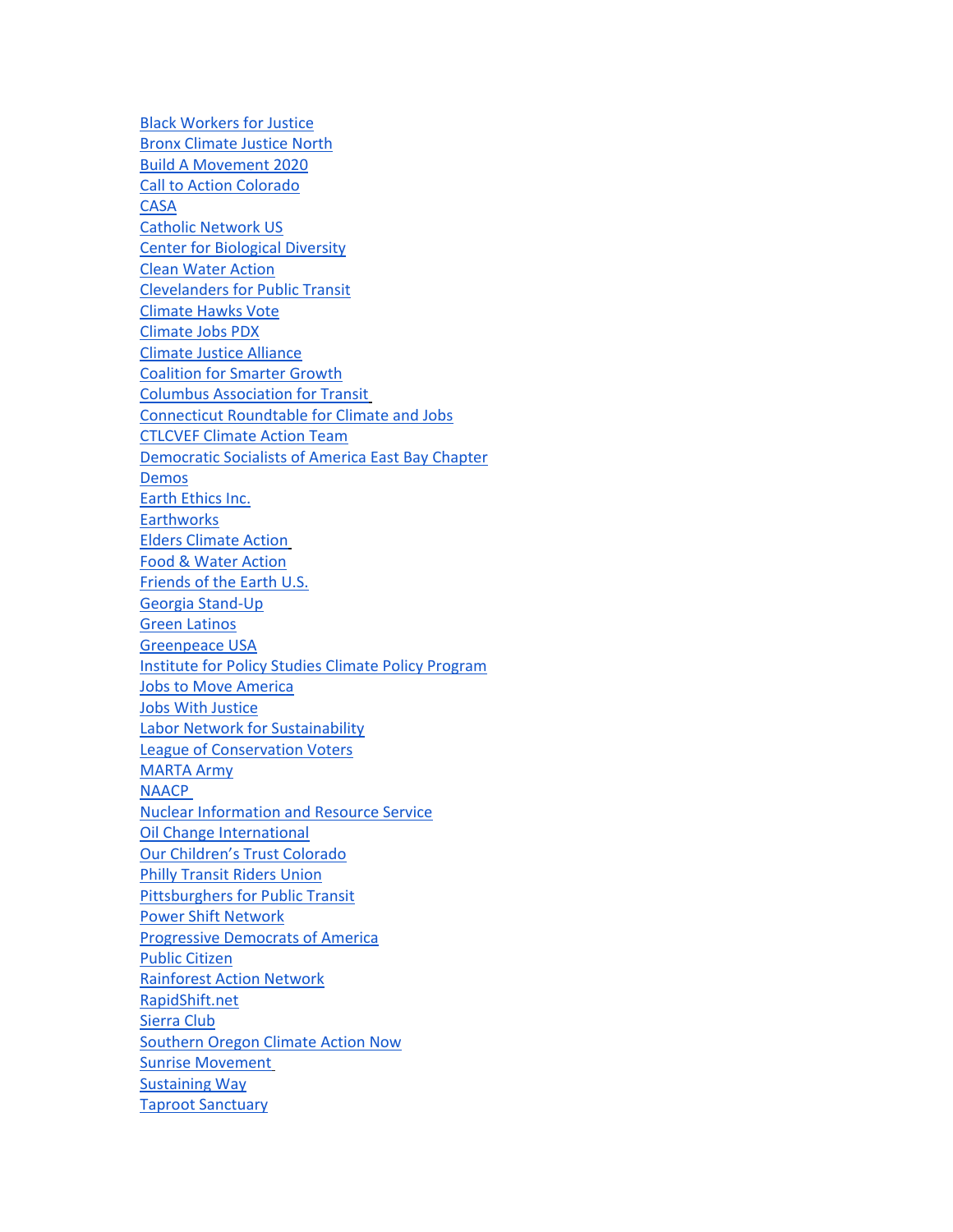Black Workers for Justice
Bronx Climate Justice North
Build A Movement 2020
Call to Action Colorado
CASA
Catholic Network US
Center for Biological Diversity
Clean Water Action
Clevelanders for Public Transit
Climate Hawks Vote
Climate Jobs PDX
Climate Justice Alliance
Coalition for Smarter Growth
Columbus Association for Transit
Connecticut Roundtable for Climate and Jobs
CTLCVEF Climate Action Team
Democratic Socialists of America East Bay Chapter
Demos
Earth Ethics Inc.
Earthworks
Elders Climate Action
Food & Water Action
Friends of the Earth U.S.
Georgia Stand-Up
Green Latinos
Greenpeace USA
Institute for Policy Studies Climate Policy Program
Jobs to Move America
Jobs With Justice
Labor Network for Sustainability
League of Conservation Voters
MARTA Army
NAACP
Nuclear Information and Resource Service
Oil Change International
Our Children's Trust Colorado
Philly Transit Riders Union
Pittsburghers for Public Transit
Power Shift Network
Progressive Democrats of America
Public Citizen
Rainforest Action Network
RapidShift.net
Sierra Club
Southern Oregon Climate Action Now
Sunrise Movement
Sustaining Way
Taproot Sanctuary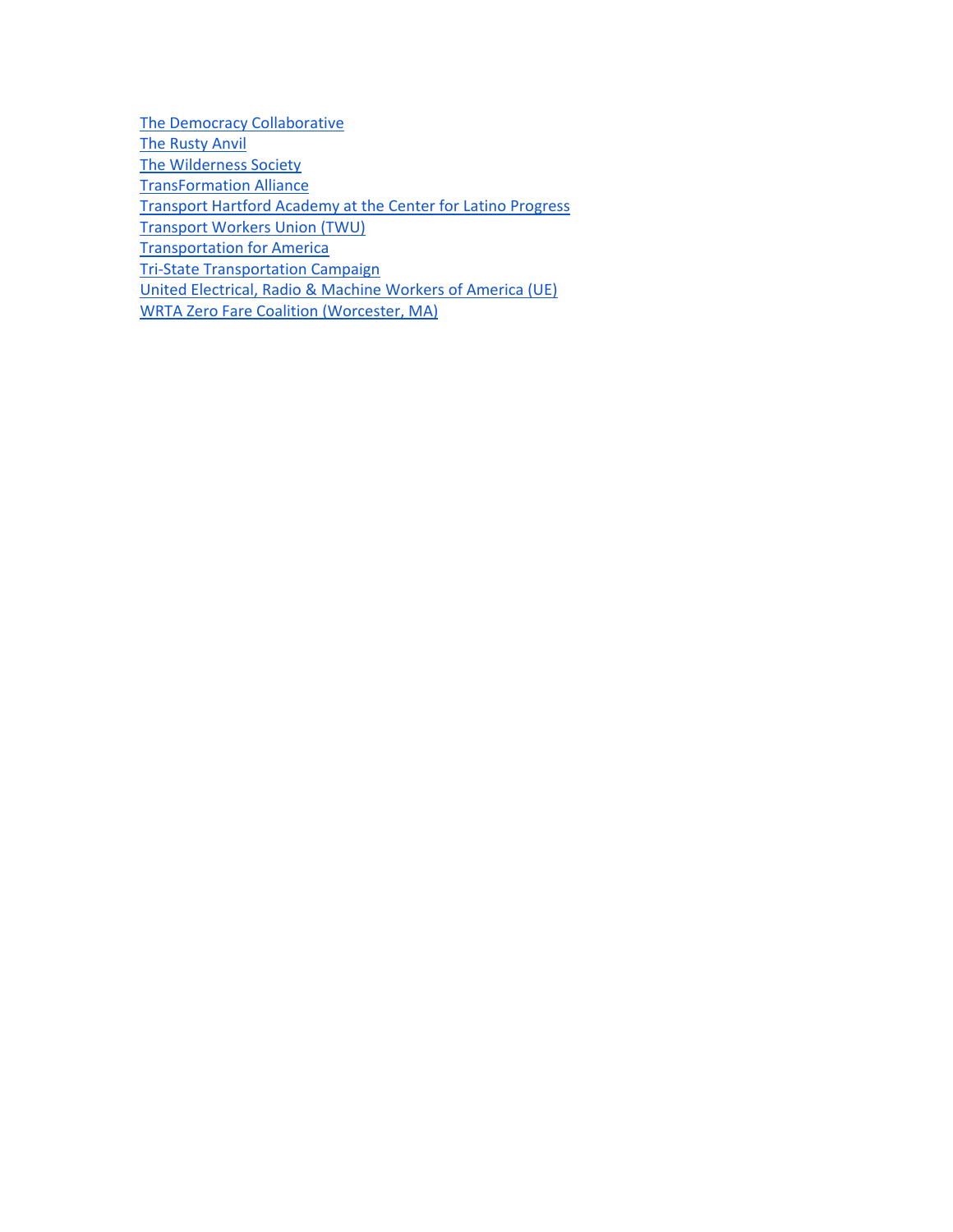The Democracy Collaborative
The Rusty Anvil
The Wilderness Society
TransFormation Alliance
Transport Hartford Academy at the Center for Latino Progress
Transport Workers Union (TWU)
Transportation for America
Tri-State Transportation Campaign
United Electrical, Radio & Machine Workers of America (UE)
WRTA Zero Fare Coalition (Worcester, MA)